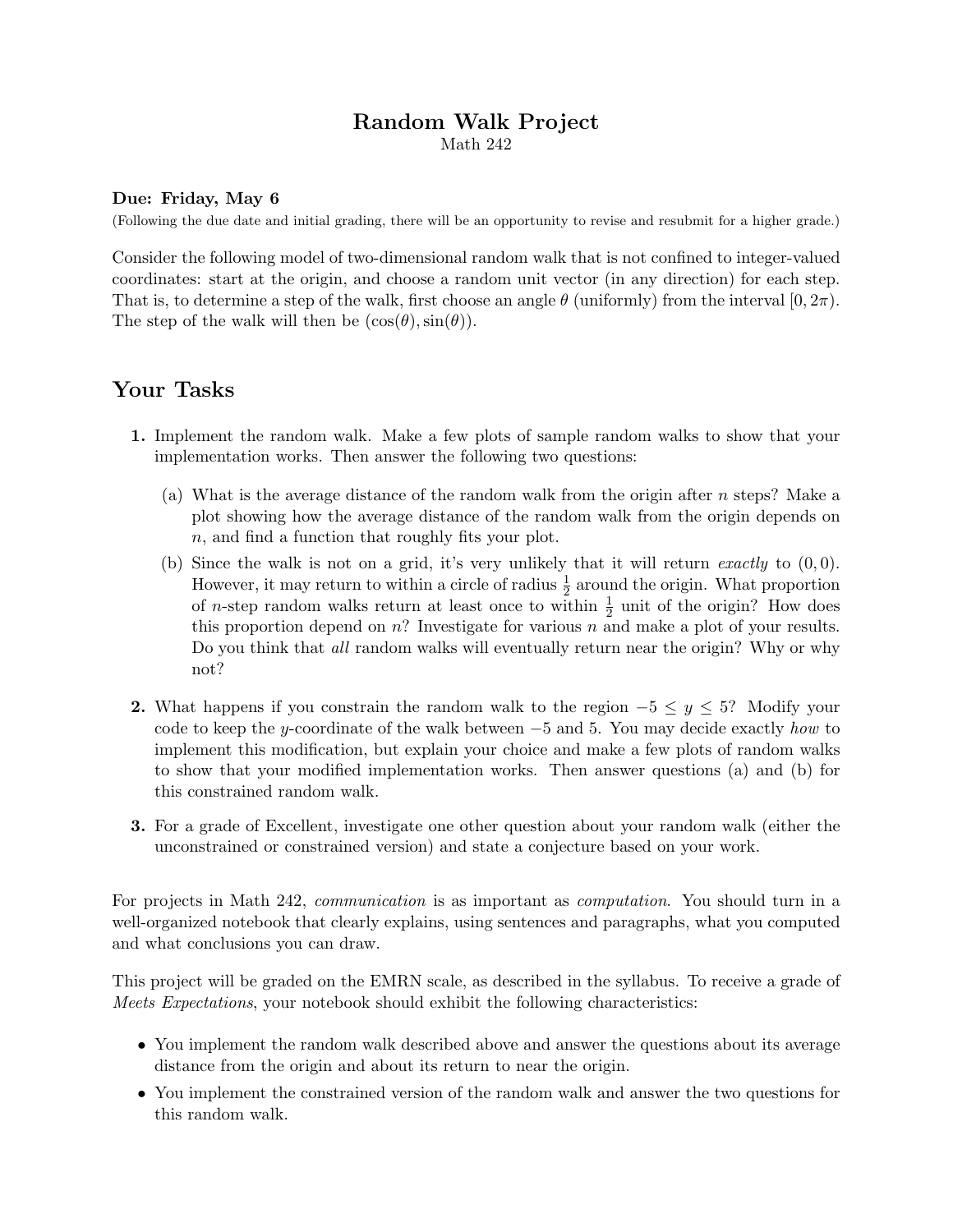# Random Walk Project

Math 242

**Due: Friday, May 6**

(Following the due date and initial grading, there will be an opportunity to revise and resubmit for a higher grade.)

Consider the following model of two-dimensional random walk that is not confined to integer-valued coordinates: start at the origin, and choose a random unit vector (in any direction) for each step. That is, to determine a step of the walk, first choose an angle $\theta$ (uniformly) from the interval $[0, 2\pi)$. The step of the walk will then be $(\cos(\theta), \sin(\theta))$.

## Your Tasks

**1.** Implement the random walk. Make a few plots of sample random walks to show that your implementation works. Then answer the following two questions:

   (a) What is the average distance of the random walk from the origin after $n$ steps? Make a plot showing how the average distance of the random walk from the origin depends on $n$, and find a function that roughly fits your plot.

   (b) Since the walk is not on a grid, it's very unlikely that it will return *exactly* to $(0, 0)$. However, it may return to within a circle of radius $\frac{1}{2}$ around the origin. What proportion of $n$-step random walks return at least once to within $\frac{1}{2}$ unit of the origin? How does this proportion depend on $n$? Investigate for various $n$ and make a plot of your results. Do you think that *all* random walks will eventually return near the origin? Why or why not?

**2.** What happens if you constrain the random walk to the region $-5 \le y \le 5$? Modify your code to keep the $y$-coordinate of the walk between $-5$ and 5. You may decide exactly *how* to implement this modification, but explain your choice and make a few plots of random walks to show that your modified implementation works. Then answer questions (a) and (b) for this constrained random walk.

**3.** For a grade of Excellent, investigate one other question about your random walk (either the unconstrained or constrained version) and state a conjecture based on your work.

For projects in Math 242, *communication* is as important as *computation*. You should turn in a well-organized notebook that clearly explains, using sentences and paragraphs, what you computed and what conclusions you can draw.

This project will be graded on the EMRN scale, as described in the syllabus. To receive a grade of *Meets Expectations*, your notebook should exhibit the following characteristics:

- You implement the random walk described above and answer the questions about its average distance from the origin and about its return to near the origin.
- You implement the constrained version of the random walk and answer the two questions for this random walk.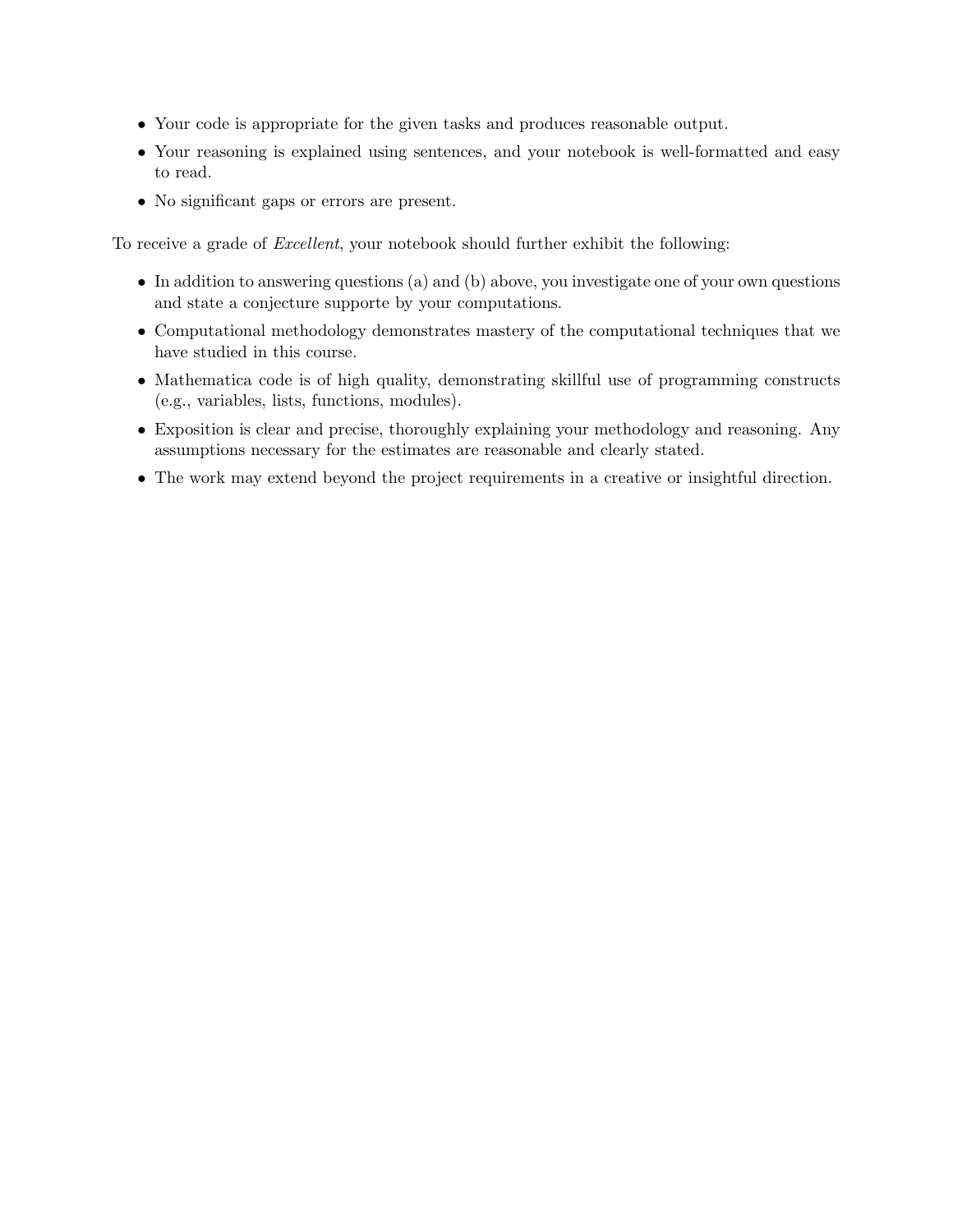- Your code is appropriate for the given tasks and produces reasonable output.
- Your reasoning is explained using sentences, and your notebook is well-formatted and easy to read.
- No significant gaps or errors are present.

To receive a grade of *Excellent*, your notebook should further exhibit the following:

- In addition to answering questions (a) and (b) above, you investigate one of your own questions and state a conjecture supporte by your computations.
- Computational methodology demonstrates mastery of the computational techniques that we have studied in this course.
- Mathematica code is of high quality, demonstrating skillful use of programming constructs (e.g., variables, lists, functions, modules).
- Exposition is clear and precise, thoroughly explaining your methodology and reasoning. Any assumptions necessary for the estimates are reasonable and clearly stated.
- The work may extend beyond the project requirements in a creative or insightful direction.